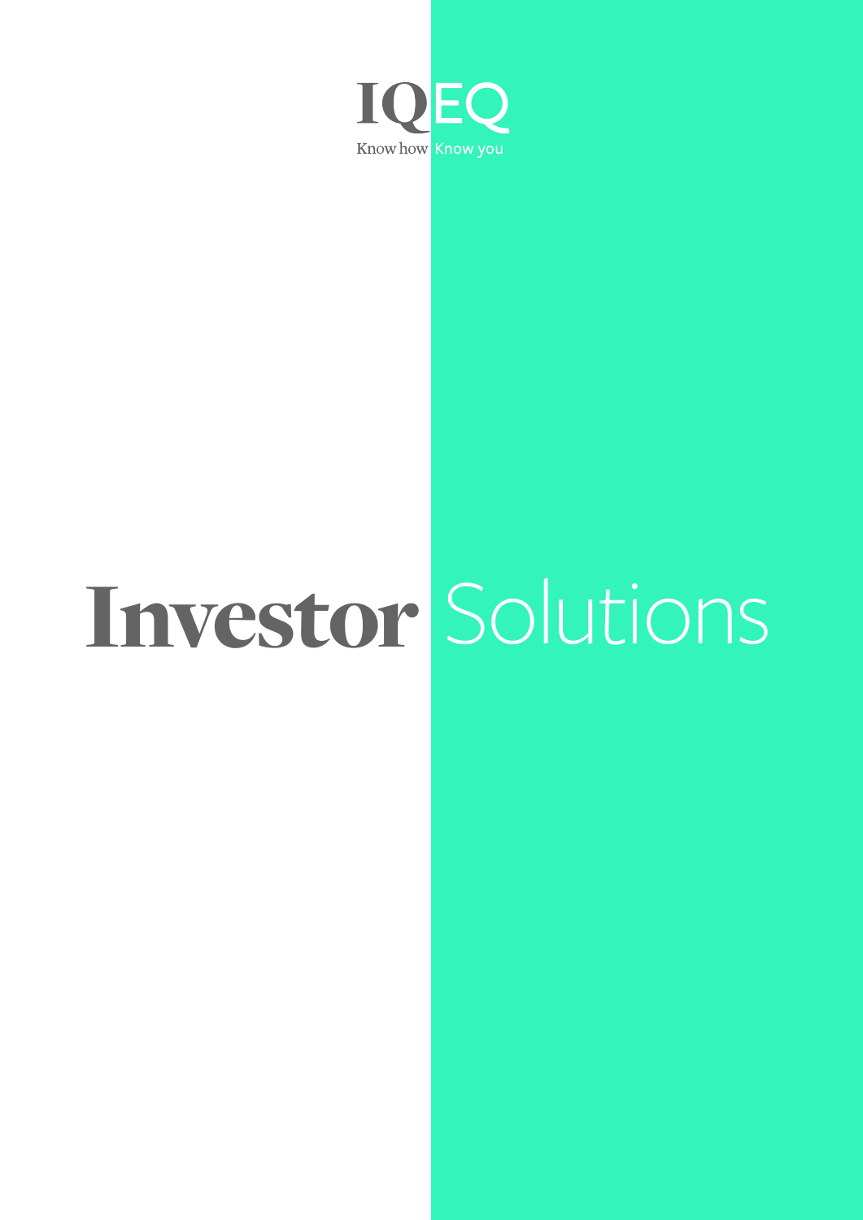IQEQ

Know how Know you

# Investor Solutions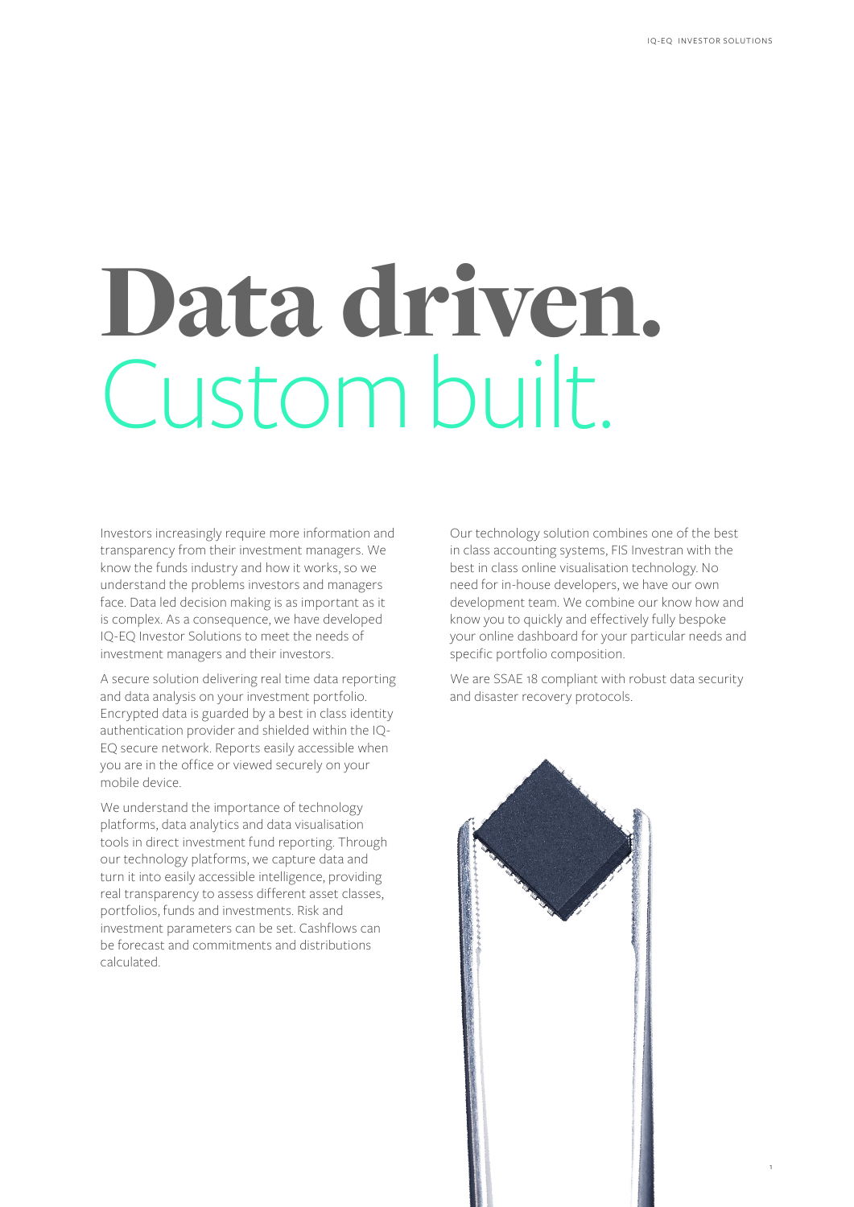# Data driven.
## Custom built.

Investors increasingly require more information and transparency from their investment managers. We know the funds industry and how it works, so we understand the problems investors and managers face. Data led decision making is as important as it is complex. As a consequence, we have developed IQ-EQ Investor Solutions to meet the needs of investment managers and their investors.

A secure solution delivering real time data reporting and data analysis on your investment portfolio. Encrypted data is guarded by a best in class identity authentication provider and shielded within the IQ-EQ secure network. Reports easily accessible when you are in the office or viewed securely on your mobile device.

We understand the importance of technology platforms, data analytics and data visualisation tools in direct investment fund reporting. Through our technology platforms, we capture data and turn it into easily accessible intelligence, providing real transparency to assess different asset classes, portfolios, funds and investments. Risk and investment parameters can be set. Cashflows can be forecast and commitments and distributions calculated.

Our technology solution combines one of the best in class accounting systems, FIS Investran with the best in class online visualisation technology. No need for in-house developers, we have our own development team. We combine our know how and know you to quickly and effectively fully bespoke your online dashboard for your particular needs and specific portfolio composition.

We are SSAE 18 compliant with robust data security and disaster recovery protocols.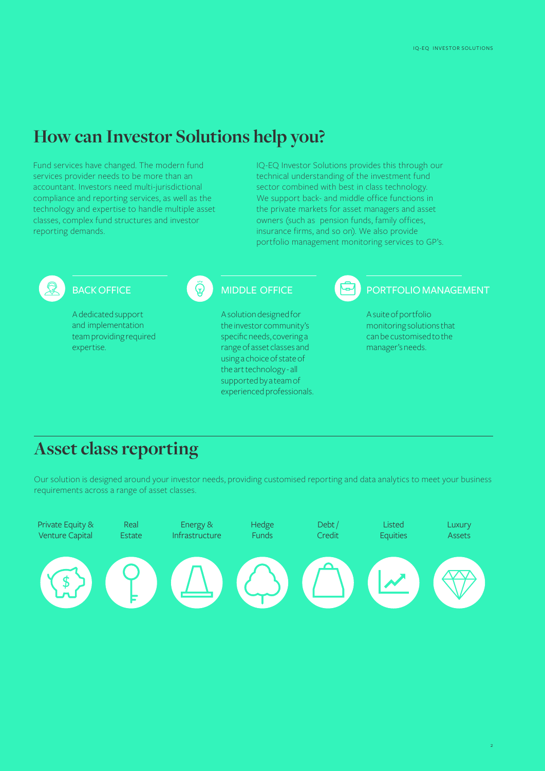## How can Investor Solutions help you?

Fund services have changed. The modern fund services provider needs to be more than an accountant. Investors need multi-jurisdictional compliance and reporting services, as well as the technology and expertise to handle multiple asset classes, complex fund structures and investor reporting demands.

IQ-EQ Investor Solutions provides this through our technical understanding of the investment fund sector combined with best in class technology. We support back- and middle office functions in the private markets for asset managers and asset owners (such as pension funds, family offices, insurance firms, and so on). We also provide portfolio management monitoring services to GP's.

### BACK OFFICE

A dedicated support and implementation team providing required expertise.

### MIDDLE OFFICE

A solution designed for the investor community's specific needs, covering a range of asset classes and using a choice of state of the art technology - all supported by a team of experienced professionals.

### PORTFOLIO MANAGEMENT

A suite of portfolio monitoring solutions that can be customised to the manager's needs.

## Asset class reporting

Our solution is designed around your investor needs, providing customised reporting and data analytics to meet your business requirements across a range of asset classes.

- Private Equity & Venture Capital
- Real Estate
- Energy & Infrastructure
- Hedge Funds
- Debt / Credit
- Listed Equities
- Luxury Assets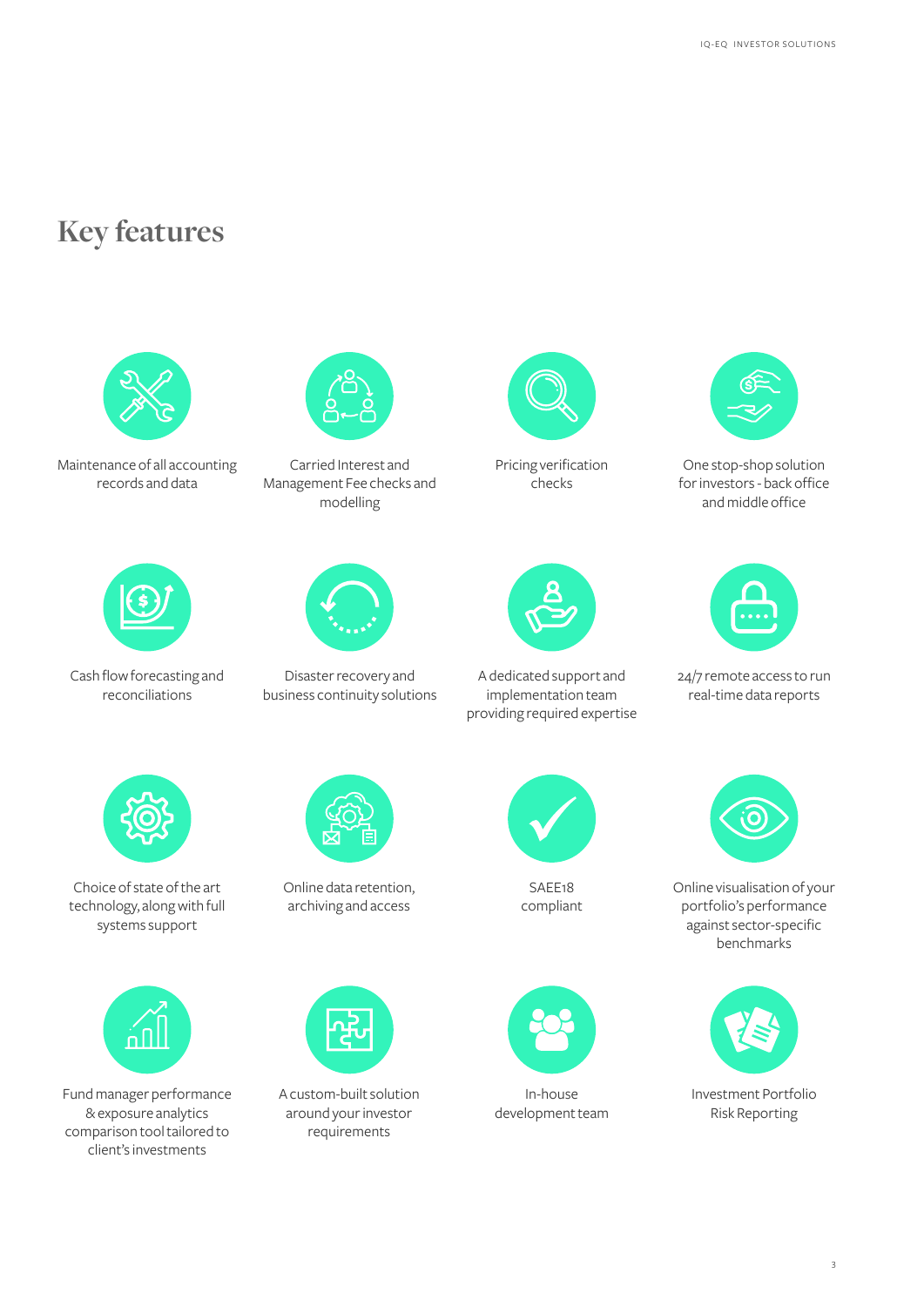# Key features

- Maintenance of all accounting records and data
- Carried Interest and Management Fee checks and modelling
- Pricing verification checks
- One stop-shop solution for investors - back office and middle office
- Cash flow forecasting and reconciliations
- Disaster recovery and business continuity solutions
- A dedicated support and implementation team providing required expertise
- 24/7 remote access to run real-time data reports
- Choice of state of the art technology, along with full systems support
- Online data retention, archiving and access
- SAEE18 compliant
- Online visualisation of your portfolio's performance against sector-specific benchmarks
- Fund manager performance & exposure analytics comparison tool tailored to client's investments
- A custom-built solution around your investor requirements
- In-house development team
- Investment Portfolio Risk Reporting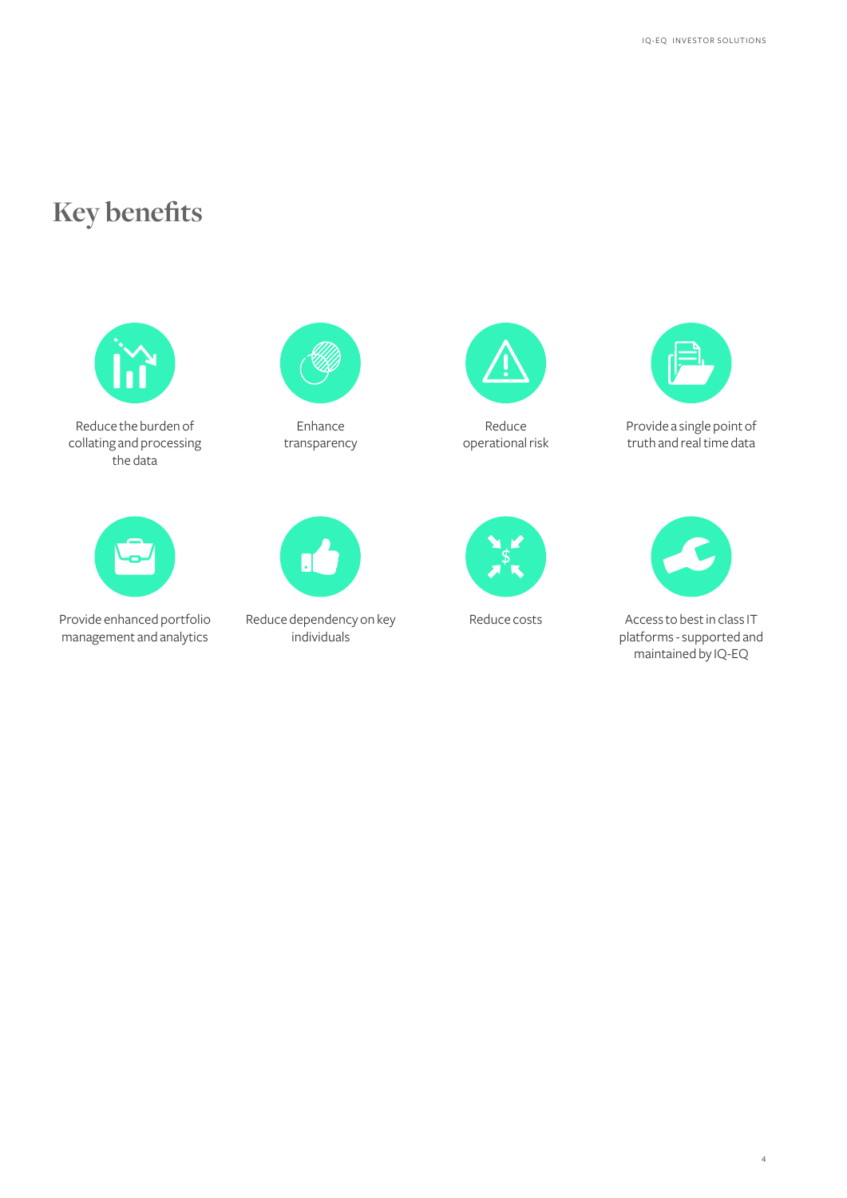# Key benefits

- Reduce the burden of collating and processing the data
- Enhance transparency
- Reduce operational risk
- Provide a single point of truth and real time data
- Provide enhanced portfolio management and analytics
- Reduce dependency on key individuals
- Reduce costs
- Access to best in class IT platforms - supported and maintained by IQ-EQ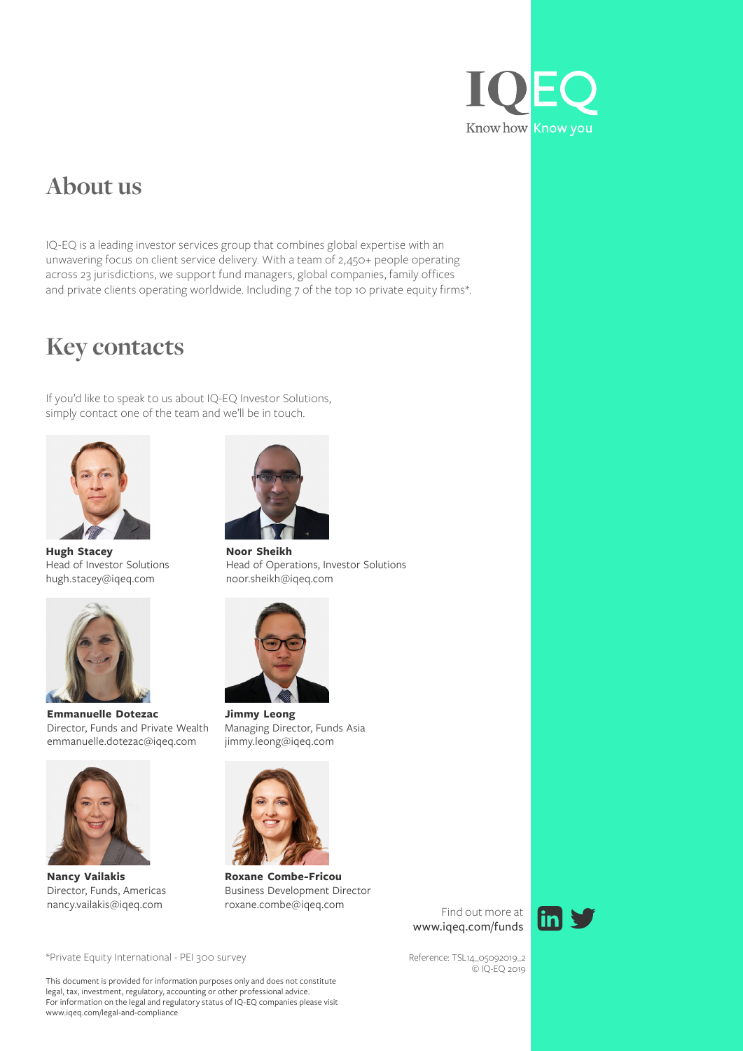IQEQ

Know how Know you

## About us

IQ-EQ is a leading investor services group that combines global expertise with an unwavering focus on client service delivery. With a team of 2,450+ people operating across 23 jurisdictions, we support fund managers, global companies, family offices and private clients operating worldwide. Including 7 of the top 10 private equity firms*.

## Key contacts

If you'd like to speak to us about IQ-EQ Investor Solutions, simply contact one of the team and we'll be in touch.

**Hugh Stacey**
Head of Investor Solutions
hugh.stacey@iqeq.com

**Noor Sheikh**
Head of Operations, Investor Solutions
noor.sheikh@iqeq.com

**Emmanuelle Dotezac**
Director, Funds and Private Wealth
emmanuelle.dotezac@iqeq.com

**Jimmy Leong**
Managing Director, Funds Asia
jimmy.leong@iqeq.com

**Nancy Vailakis**
Director, Funds, Americas
nancy.vailakis@iqeq.com

**Roxane Combe-Fricou**
Business Development Director
roxane.combe@iqeq.com

Find out more at
www.iqeq.com/funds

*Private Equity International - PEI 300 survey

Reference: TSL14_05092019_2
© IQ-EQ 2019

This document is provided for information purposes only and does not constitute legal, tax, investment, regulatory, accounting or other professional advice.
For information on the legal and regulatory status of IQ-EQ companies please visit www.iqeq.com/legal-and-compliance